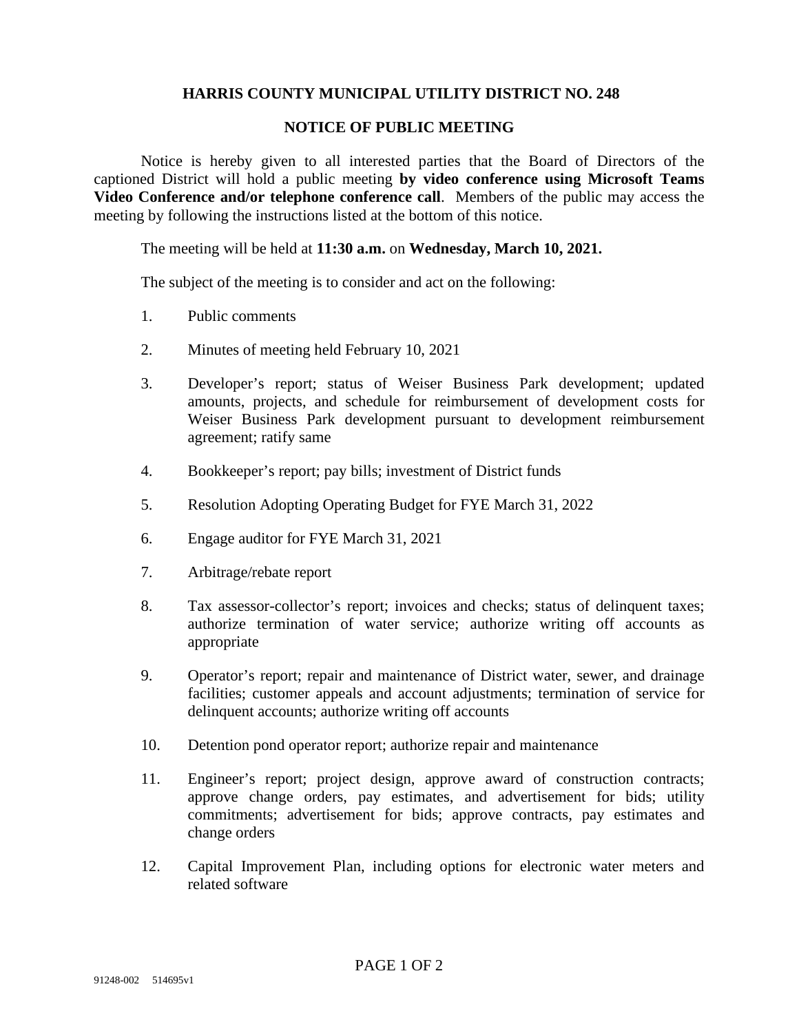## HARRIS COUNTY MUNICIPAL UTILITY DISTRICT NO. 248

## NOTICE OF PUBLIC MEETING

Notice is hereby given to all interested parties that the Board of Directors of the captioned District will hold a public meeting **by video conference using Microsoft Teams Video Conference and/or telephone conference call**. Members of the public may access the meeting by following the instructions listed at the bottom of this notice.

The meeting will be held at **11:30 a.m.** on **Wednesday, March 10, 2021.**

The subject of the meeting is to consider and act on the following:

1. Public comments

2. Minutes of meeting held February 10, 2021

3. Developer's report; status of Weiser Business Park development; updated amounts, projects, and schedule for reimbursement of development costs for Weiser Business Park development pursuant to development reimbursement agreement; ratify same

4. Bookkeeper's report; pay bills; investment of District funds

5. Resolution Adopting Operating Budget for FYE March 31, 2022

6. Engage auditor for FYE March 31, 2021

7. Arbitrage/rebate report

8. Tax assessor-collector's report; invoices and checks; status of delinquent taxes; authorize termination of water service; authorize writing off accounts as appropriate

9. Operator's report; repair and maintenance of District water, sewer, and drainage facilities; customer appeals and account adjustments; termination of service for delinquent accounts; authorize writing off accounts

10. Detention pond operator report; authorize repair and maintenance

11. Engineer's report; project design, approve award of construction contracts; approve change orders, pay estimates, and advertisement for bids; utility commitments; advertisement for bids; approve contracts, pay estimates and change orders

12. Capital Improvement Plan, including options for electronic water meters and related software

91248-002 514695v1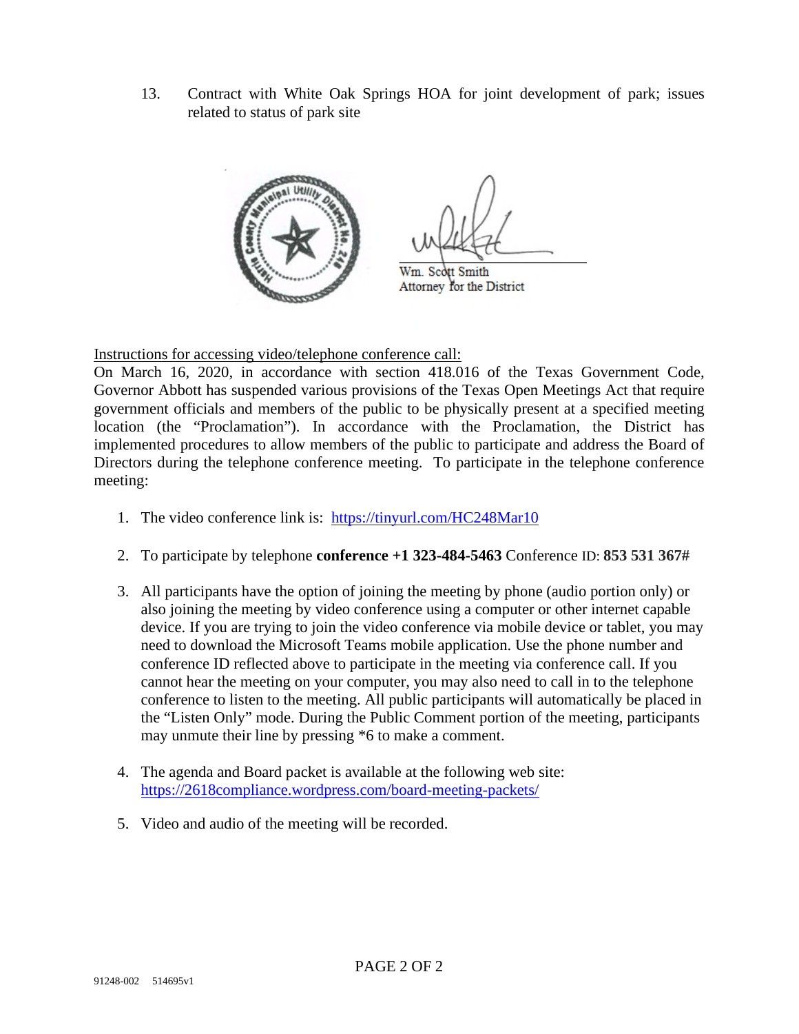13. Contract with White Oak Springs HOA for joint development of park; issues related to status of park site

Wm. Scott Smith
Attorney for the District

Instructions for accessing video/telephone conference call:

On March 16, 2020, in accordance with section 418.016 of the Texas Government Code, Governor Abbott has suspended various provisions of the Texas Open Meetings Act that require government officials and members of the public to be physically present at a specified meeting location (the "Proclamation"). In accordance with the Proclamation, the District has implemented procedures to allow members of the public to participate and address the Board of Directors during the telephone conference meeting. To participate in the telephone conference meeting:

1. The video conference link is: https://tinyurl.com/HC248Mar10

2. To participate by telephone **conference +1 323-484-5463** Conference ID: **853 531 367#**

3. All participants have the option of joining the meeting by phone (audio portion only) or also joining the meeting by video conference using a computer or other internet capable device. If you are trying to join the video conference via mobile device or tablet, you may need to download the Microsoft Teams mobile application. Use the phone number and conference ID reflected above to participate in the meeting via conference call. If you cannot hear the meeting on your computer, you may also need to call in to the telephone conference to listen to the meeting. All public participants will automatically be placed in the "Listen Only" mode. During the Public Comment portion of the meeting, participants may unmute their line by pressing *6 to make a comment.

4. The agenda and Board packet is available at the following web site: https://2618compliance.wordpress.com/board-meeting-packets/

5. Video and audio of the meeting will be recorded.

91248-002 514695v1